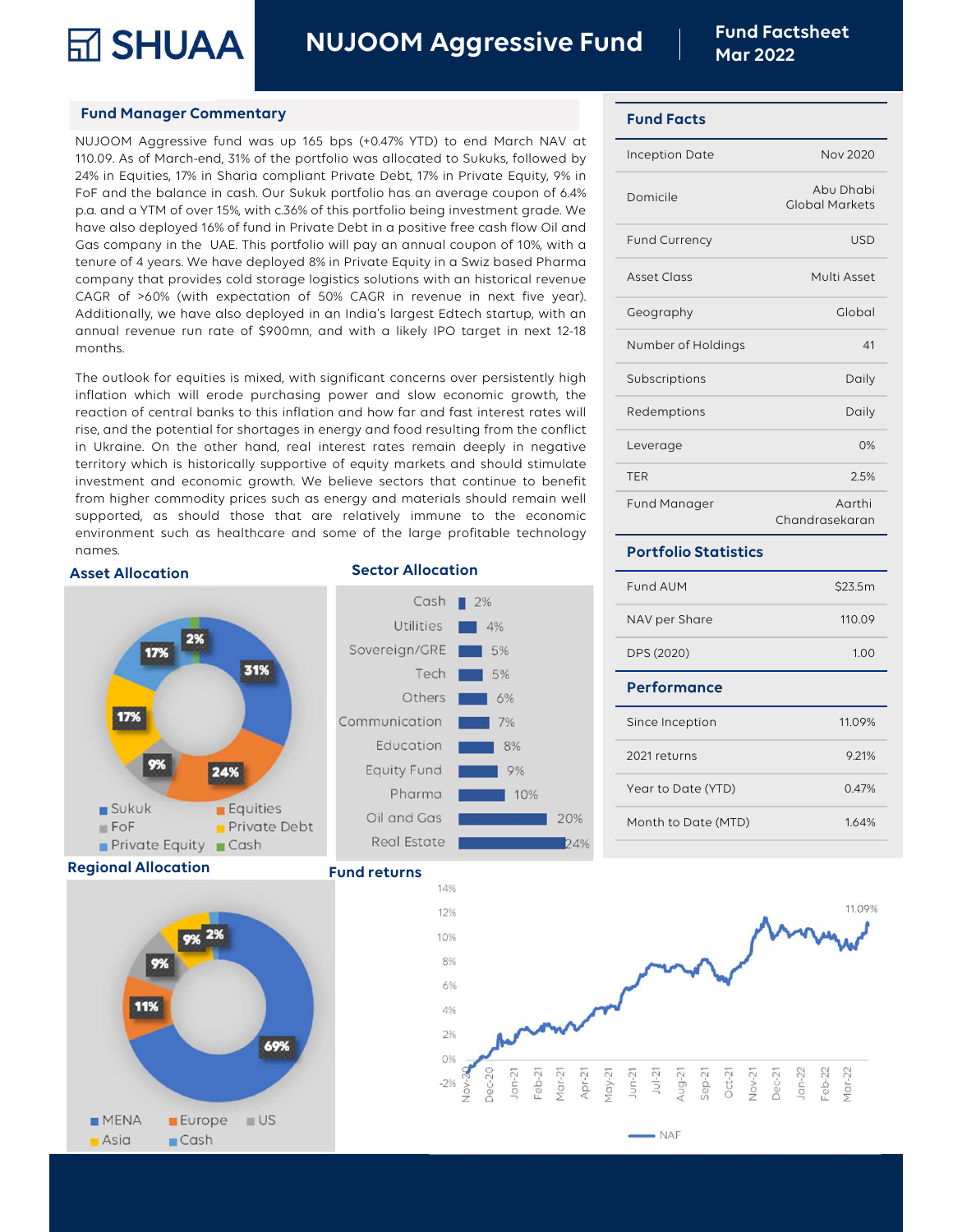# SHUAA

# NUJOOM Aggressive Fund

**Fund Factsheet**
**Mar 2022**

## Fund Manager Commentary

NUJOOM Aggressive fund was up 165 bps (+0.47% YTD) to end March NAV at 110.09. As of March-end, 31% of the portfolio was allocated to Sukuks, followed by 24% in Equities, 17% in Sharia compliant Private Debt, 17% in Private Equity, 9% in FoF and the balance in cash. Our Sukuk portfolio has an average coupon of 6.4% p.a. and a YTM of over 15%, with c.36% of this portfolio being investment grade. We have also deployed 16% of fund in Private Debt in a positive free cash flow Oil and Gas company in the UAE. This portfolio will pay an annual coupon of 10%, with a tenure of 4 years. We have deployed 8% in Private Equity in a Swiz based Pharma company that provides cold storage logistics solutions with an historical revenue CAGR of >60% (with expectation of 50% CAGR in revenue in next five year). Additionally, we have also deployed in an India's largest Edtech startup, with an annual revenue run rate of $900mn, and with a likely IPO target in next 12-18 months.

The outlook for equities is mixed, with significant concerns over persistently high inflation which will erode purchasing power and slow economic growth, the reaction of central banks to this inflation and how far and fast interest rates will rise, and the potential for shortages in energy and food resulting from the conflict in Ukraine. On the other hand, real interest rates remain deeply in negative territory which is historically supportive of equity markets and should stimulate investment and economic growth. We believe sectors that continue to benefit from higher commodity prices such as energy and materials should remain well supported, as should those that are relatively immune to the economic environment such as healthcare and some of the large profitable technology names.

## Fund Facts

| | |
|---|---|
| Inception Date | Nov 2020 |
| Domicile | Abu Dhabi Global Markets |
| Fund Currency | USD |
| Asset Class | Multi Asset |
| Geography | Global |
| Number of Holdings | 41 |
| Subscriptions | Daily |
| Redemptions | Daily |
| Leverage | 0% |
| TER | 2.5% |
| Fund Manager | Aarthi Chandrasekaran |

## Portfolio Statistics

| | |
|---|---|
| Fund AUM | $23.5m |
| NAV per Share | 110.09 |
| DPS (2020) | 1.00 |

## Performance

| | |
|---|---|
| Since Inception | 11.09% |
| 2021 returns | 9.21% |
| Year to Date (YTD) | 0.47% |
| Month to Date (MTD) | 1.64% |

## Asset Allocation

| Asset | Allocation |
|---|---|
| Sukuk | 31% |
| Equities | 24% |
| FoF | 9% |
| Private Debt | 17% |
| Private Equity | 17% |
| Cash | 2% |

## Sector Allocation

| Sector | Allocation |
|---|---|
| Cash | 2% |
| Utilities | 4% |
| Sovereign/GRE | 5% |
| Tech | 5% |
| Others | 6% |
| Communication | 7% |
| Education | 8% |
| Equity Fund | 9% |
| Pharma | 10% |
| Oil and Gas | 20% |
| Real Estate | 24% |

## Regional Allocation

| Region | Allocation |
|---|---|
| MENA | 69% |
| Europe | 11% |
| US | 9% |
| Asia | 9% |
| Cash | 2% |

## Fund returns

Line chart (NAF) from Nov-20 to Mar-22, y-axis -2% to 14%; ending value 11.09%.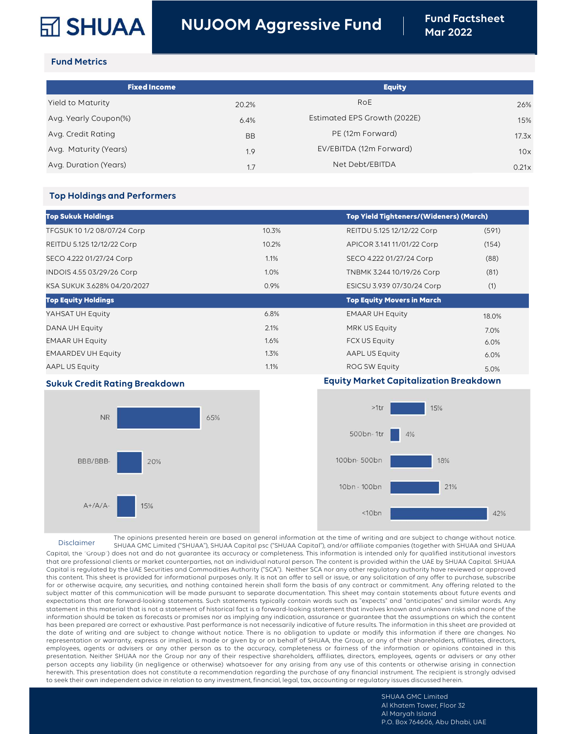SHUAA

# NUJOOM Aggressive Fund

Fund Factsheet
Mar 2022

## Fund Metrics

| Fixed Income | | Equity | |
|---|---|---|---|
| Yield to Maturity | 20.2% | RoE | 26% |
| Avg. Yearly Coupon(%) | 6.4% | Estimated EPS Growth (2022E) | 15% |
| Avg. Credit Rating | BB | PE (12m Forward) | 17.3x |
| Avg. Maturity (Years) | 1.9 | EV/EBITDA (12m Forward) | 10x |
| Avg. Duration (Years) | 1.7 | Net Debt/EBITDA | 0.21x |

## Top Holdings and Performers

| Top Sukuk Holdings | | Top Yield Tighteners/(Wideners) (March) | |
|---|---|---|---|
| TFGSUK 10 1/2 08/07/24 Corp | 10.3% | REITDU 5.125 12/12/22 Corp | (591) |
| REITDU 5.125 12/12/22 Corp | 10.2% | APICOR 3.141 11/01/22 Corp | (154) |
| SECO 4.222 01/27/24 Corp | 1.1% | SECO 4.222 01/27/24 Corp | (88) |
| INDOIS 4.55 03/29/26 Corp | 1.0% | TNBMK 3.244 10/19/26 Corp | (81) |
| KSA SUKUK 3.628% 04/20/2027 | 0.9% | ESICSU 3.939 07/30/24 Corp | (1) |
| **Top Equity Holdings** | | **Top Equity Movers in March** | |
| YAHSAT UH Equity | 6.8% | EMAAR UH Equity | 18.0% |
| DANA UH Equity | 2.1% | MRK US Equity | 7.0% |
| EMAAR UH Equity | 1.6% | FCX US Equity | 6.0% |
| EMAARDEV UH Equity | 1.3% | AAPL US Equity | 6.0% |
| AAPL US Equity | 1.1% | ROG SW Equity | 5.0% |

## Sukuk Credit Rating Breakdown

NR 65%
BBB/BBB- 20%
A+/A/A- 15%

## Equity Market Capitalization Breakdown

>1tr 15%
500bn- 1tr 4%
100bn- 500bn 18%
10bn - 100bn 21%
<10bn 42%

Disclaimer

The opinions presented herein are based on general information at the time of writing and are subject to change without notice. SHUAA GMC Limited ("SHUAA"), SHUAA Capital psc ("SHUAA Capital"), and/or affiliate companies (together with SHUAA and SHUAA Capital, the "Group") does not and do not guarantee its accuracy or completeness. This information is intended only for qualified institutional investors that are professional clients or market counterparties, not an individual natural person. The content is provided within the UAE by SHUAA Capital. SHUAA Capital is regulated by the UAE Securities and Commodities Authority ("SCA"). Neither SCA nor any other regulatory authority have reviewed or approved this content. This sheet is provided for informational purposes only. It is not an offer to sell or issue, or any solicitation of any offer to purchase, subscribe for or otherwise acquire, any securities, and nothing contained herein shall form the basis of any contract or commitment. Any offering related to the subject matter of this communication will be made pursuant to separate documentation. This sheet may contain statements about future events and expectations that are forward-looking statements. Such statements typically contain words such as "expects" and "anticipates" and similar words. Any statement in this material that is not a statement of historical fact is a forward-looking statement that involves known and unknown risks and none of the information should be taken as forecasts or promises nor as implying any indication, assurance or guarantee that the assumptions on which the content has been prepared are correct or exhaustive. Past performance is not necessarily indicative of future results. The information in this sheet are provided at the date of writing and are subject to change without notice. There is no obligation to update or modify this information if there are changes. No representation or warranty, express or implied, is made or given by or on behalf of SHUAA, the Group, or any of their shareholders, affiliates, directors, employees, agents or advisers or any other person as to the accuracy, completeness or fairness of the information or opinions contained in this presentation. Neither SHUAA nor the Group nor any of their respective shareholders, affiliates, directors, employees, agents or advisers or any other person accepts any liability (in negligence or otherwise) whatsoever for any arising from any use of this contents or otherwise arising in connection herewith. This presentation does not constitute a recommendation regarding the purchase of any financial instrument. The recipient is strongly advised to seek their own independent advice in relation to any investment, financial, legal, tax, accounting or regulatory issues discussed herein.

SHUAA GMC Limited
Al Khatem Tower, Floor 32
Al Maryah Island
P.O. Box 764606, Abu Dhabi, UAE